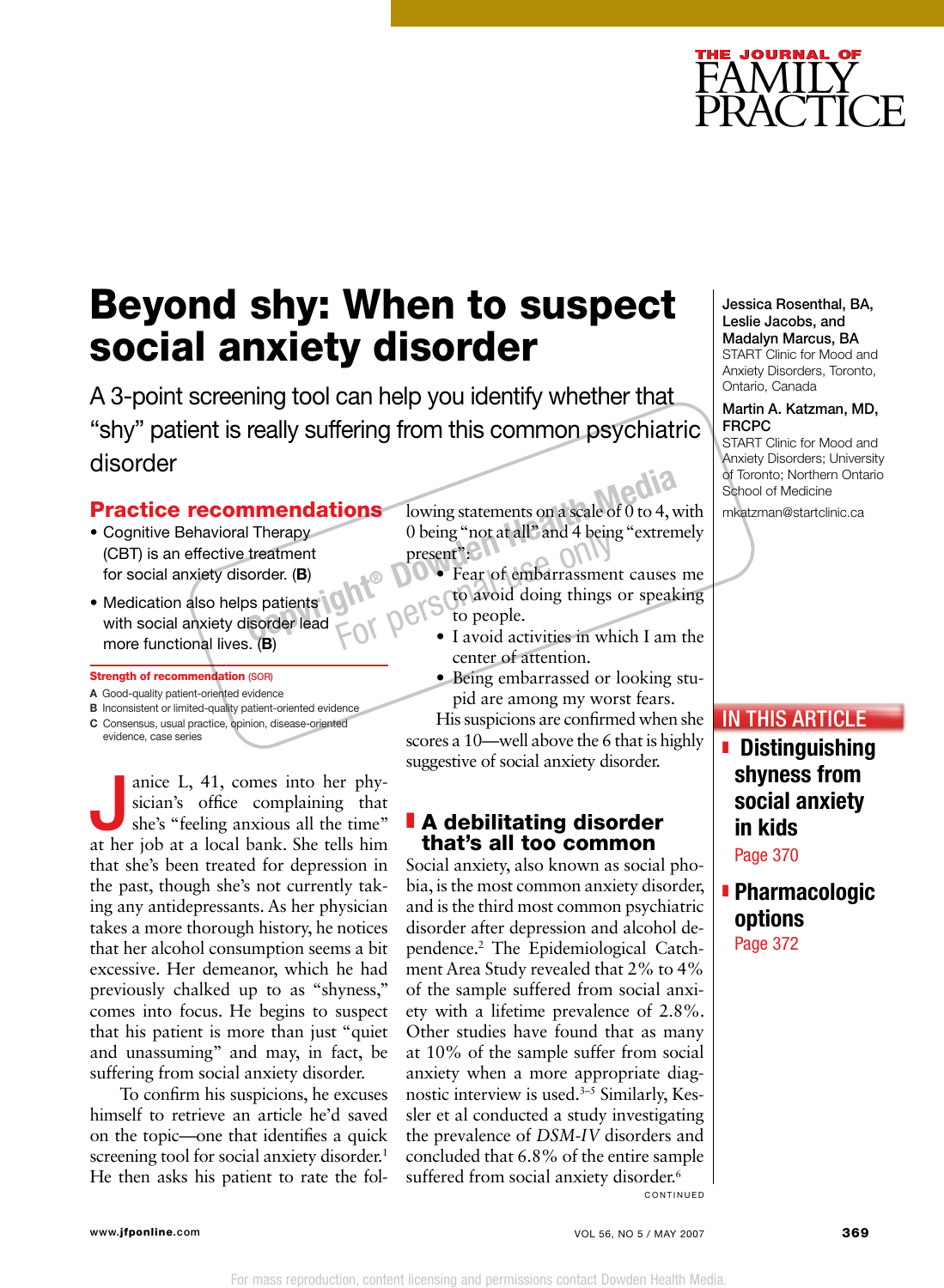# Beyond shy: When to suspect social anxiety disorder

A 3-point screening tool can help you identify whether that "shy" patient is really suffering from this common psychiatric disorder

**Jessica Rosenthal, BA, Leslie Jacobs, and Madalyn Marcus, BA**
START Clinic for Mood and Anxiety Disorders, Toronto, Ontario, Canada

**Martin A. Katzman, MD, FRCPC**
START Clinic for Mood and Anxiety Disorders; University of Toronto; Northern Ontario School of Medicine

mkatzman@startclinic.ca

## Practice recommendations

- Cognitive Behavioral Therapy (CBT) is an effective treatment for social anxiety disorder. (**B**)
- Medication also helps patients with social anxiety disorder lead more functional lives. (**B**)

**Strength of recommendation (SOR)**

**A** Good-quality patient-oriented evidence
**B** Inconsistent or limited-quality patient-oriented evidence
**C** Consensus, usual practice, opinion, disease-oriented evidence, case series

Janice L, 41, comes into her physician's office complaining that she's "feeling anxious all the time" at her job at a local bank. She tells him that she's been treated for depression in the past, though she's not currently taking any antidepressants. As her physician takes a more thorough history, he notices that her alcohol consumption seems a bit excessive. Her demeanor, which he had previously chalked up to as "shyness," comes into focus. He begins to suspect that his patient is more than just "quiet and unassuming" and may, in fact, be suffering from social anxiety disorder.

To confirm his suspicions, he excuses himself to retrieve an article he'd saved on the topic—one that identifies a quick screening tool for social anxiety disorder.[1] He then asks his patient to rate the following statements on a scale of 0 to 4, with 0 being "not at all" and 4 being "extremely present":

- Fear of embarrassment causes me to avoid doing things or speaking to people.
- I avoid activities in which I am the center of attention.
- Being embarrassed or looking stupid are among my worst fears.

His suspicions are confirmed when she scores a 10—well above the 6 that is highly suggestive of social anxiety disorder.

## A debilitating disorder that's all too common

Social anxiety, also known as social phobia, is the most common anxiety disorder, and is the third most common psychiatric disorder after depression and alcohol dependence.[2] The Epidemiological Catchment Area Study revealed that 2% to 4% of the sample suffered from social anxiety with a lifetime prevalence of 2.8%. Other studies have found that as many as 10% of the sample suffer from social anxiety when a more appropriate diagnostic interview is used.[3–5] Similarly, Kessler et al conducted a study investigating the prevalence of *DSM-IV* disorders and concluded that 6.8% of the entire sample suffered from social anxiety disorder.[6]

CONTINUED

**IN THIS ARTICLE**

- **Distinguishing shyness from social anxiety in kids** Page 370
- **Pharmacologic options** Page 372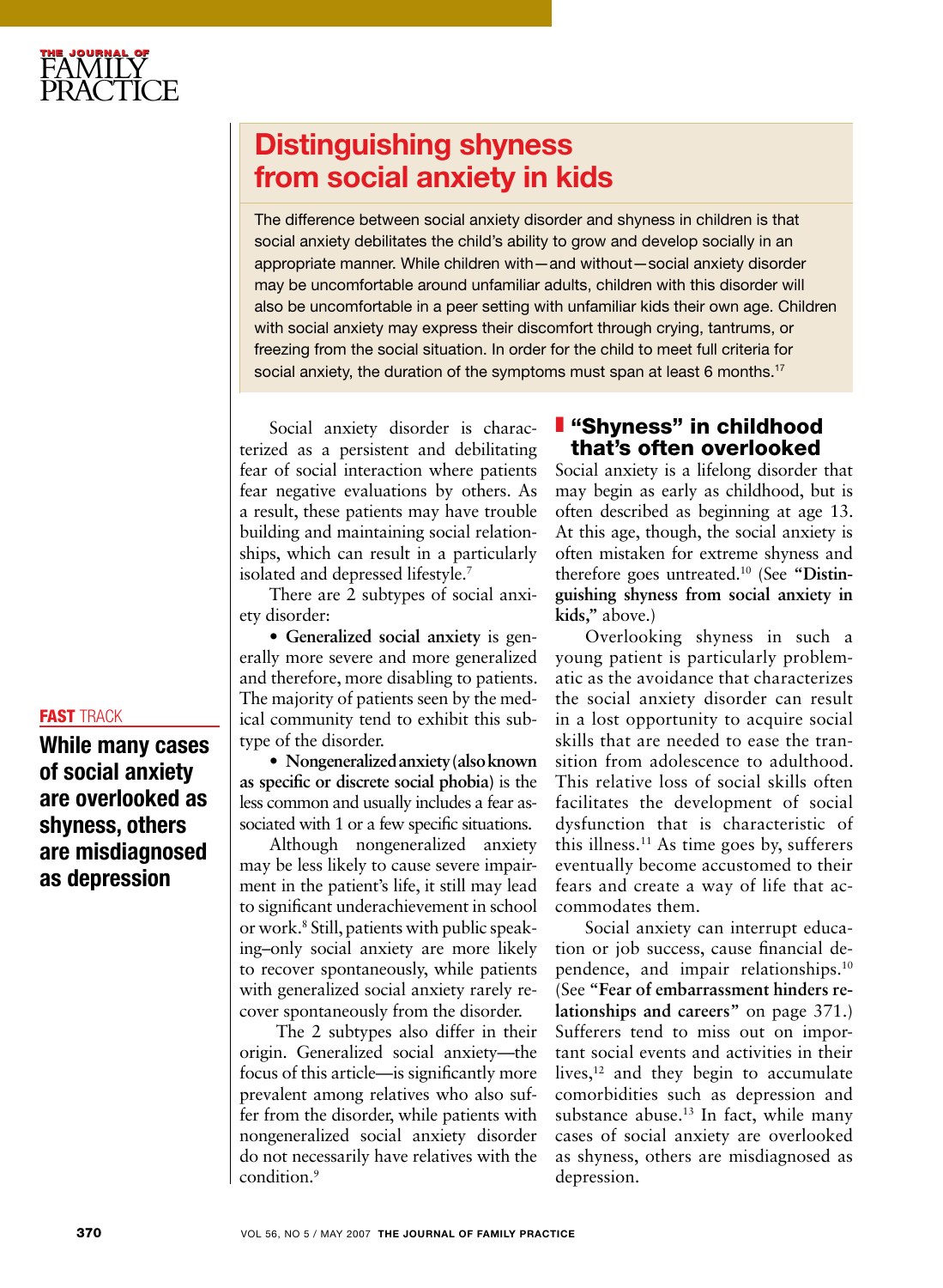## Distinguishing shyness from social anxiety in kids

The difference between social anxiety disorder and shyness in children is that social anxiety debilitates the child's ability to grow and develop socially in an appropriate manner. While children with—and without—social anxiety disorder may be uncomfortable around unfamiliar adults, children with this disorder will also be uncomfortable in a peer setting with unfamiliar kids their own age. Children with social anxiety may express their discomfort through crying, tantrums, or freezing from the social situation. In order for the child to meet full criteria for social anxiety, the duration of the symptoms must span at least 6 months.[17]

Social anxiety disorder is characterized as a persistent and debilitating fear of social interaction where patients fear negative evaluations by others. As a result, these patients may have trouble building and maintaining social relationships, which can result in a particularly isolated and depressed lifestyle.[7]

There are 2 subtypes of social anxiety disorder:

- **Generalized social anxiety** is generally more severe and more generalized and therefore, more disabling to patients. The majority of patients seen by the medical community tend to exhibit this subtype of the disorder.
- **Nongeneralized anxiety (also known as specific or discrete social phobia)** is the less common and usually includes a fear associated with 1 or a few specific situations.

Although nongeneralized anxiety may be less likely to cause severe impairment in the patient's life, it still may lead to significant underachievement in school or work.[8] Still, patients with public speaking–only social anxiety are more likely to recover spontaneously, while patients with generalized social anxiety rarely recover spontaneously from the disorder.

The 2 subtypes also differ in their origin. Generalized social anxiety—the focus of this article—is significantly more prevalent among relatives who also suffer from the disorder, while patients with nongeneralized social anxiety disorder do not necessarily have relatives with the condition.[9]

**FAST TRACK**

**While many cases of social anxiety are overlooked as shyness, others are misdiagnosed as depression**

### "Shyness" in childhood that's often overlooked

Social anxiety is a lifelong disorder that may begin as early as childhood, but is often described as beginning at age 13. At this age, though, the social anxiety is often mistaken for extreme shyness and therefore goes untreated.[10] (See **"Distinguishing shyness from social anxiety in kids,"** above.)

Overlooking shyness in such a young patient is particularly problematic as the avoidance that characterizes the social anxiety disorder can result in a lost opportunity to acquire social skills that are needed to ease the transition from adolescence to adulthood. This relative loss of social skills often facilitates the development of social dysfunction that is characteristic of this illness.[11] As time goes by, sufferers eventually become accustomed to their fears and create a way of life that accommodates them.

Social anxiety can interrupt education or job success, cause financial dependence, and impair relationships.[10] (See **"Fear of embarrassment hinders relationships and careers"** on page 371.) Sufferers tend to miss out on important social events and activities in their lives,[12] and they begin to accumulate comorbidities such as depression and substance abuse.[13] In fact, while many cases of social anxiety are overlooked as shyness, others are misdiagnosed as depression.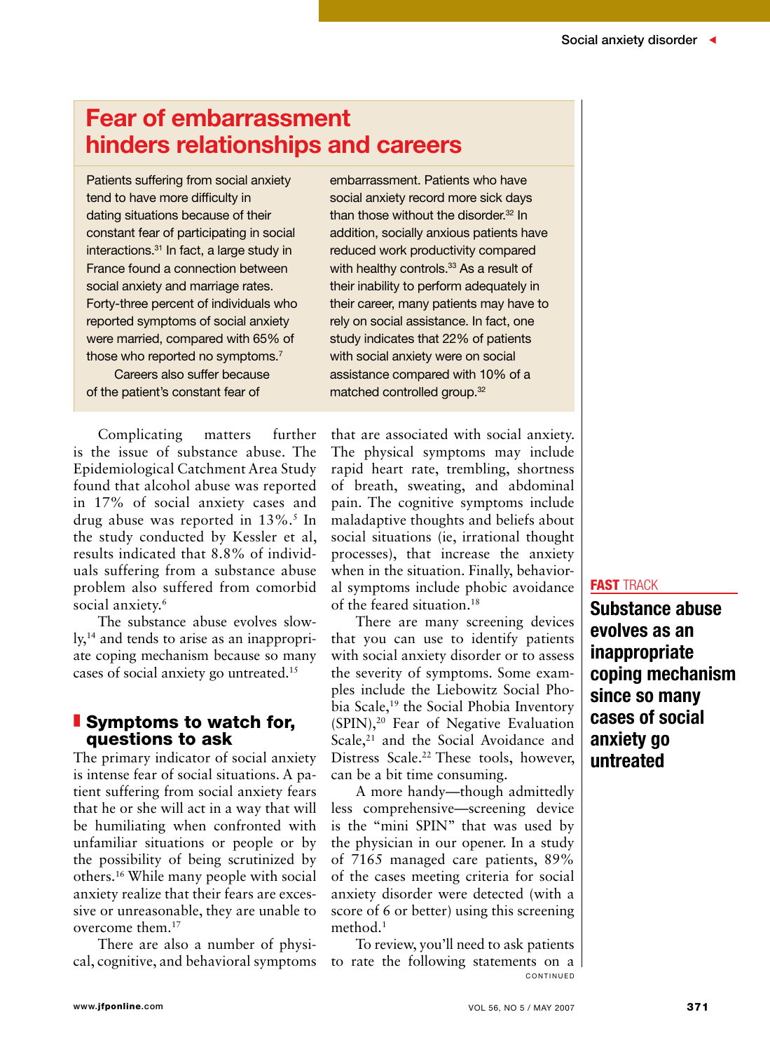## Fear of embarrassment hinders relationships and careers

Patients suffering from social anxiety tend to have more difficulty in dating situations because of their constant fear of participating in social interactions.[31] In fact, a large study in France found a connection between social anxiety and marriage rates. Forty-three percent of individuals who reported symptoms of social anxiety were married, compared with 65% of those who reported no symptoms.[7]

Careers also suffer because of the patient's constant fear of embarrassment. Patients who have social anxiety record more sick days than those without the disorder.[32] In addition, socially anxious patients have reduced work productivity compared with healthy controls.[33] As a result of their inability to perform adequately in their career, many patients may have to rely on social assistance. In fact, one study indicates that 22% of patients with social anxiety were on social assistance compared with 10% of a matched controlled group.[32]

Complicating matters further is the issue of substance abuse. The Epidemiological Catchment Area Study found that alcohol abuse was reported in 17% of social anxiety cases and drug abuse was reported in 13%.[5] In the study conducted by Kessler et al, results indicated that 8.8% of individuals suffering from a substance abuse problem also suffered from comorbid social anxiety.[6]

The substance abuse evolves slowly,[14] and tends to arise as an inappropriate coping mechanism because so many cases of social anxiety go untreated.[15]

**FAST TRACK**

**Substance abuse evolves as an inappropriate coping mechanism since so many cases of social anxiety go untreated**

## Symptoms to watch for, questions to ask

The primary indicator of social anxiety is intense fear of social situations. A patient suffering from social anxiety fears that he or she will act in a way that will be humiliating when confronted with unfamiliar situations or people or by the possibility of being scrutinized by others.[16] While many people with social anxiety realize that their fears are excessive or unreasonable, they are unable to overcome them.[17]

There are also a number of physical, cognitive, and behavioral symptoms that are associated with social anxiety. The physical symptoms may include rapid heart rate, trembling, shortness of breath, sweating, and abdominal pain. The cognitive symptoms include maladaptive thoughts and beliefs about social situations (ie, irrational thought processes), that increase the anxiety when in the situation. Finally, behavioral symptoms include phobic avoidance of the feared situation.[18]

There are many screening devices that you can use to identify patients with social anxiety disorder or to assess the severity of symptoms. Some examples include the Liebowitz Social Phobia Scale,[19] the Social Phobia Inventory (SPIN),[20] Fear of Negative Evaluation Scale,[21] and the Social Avoidance and Distress Scale.[22] These tools, however, can be a bit time consuming.

A more handy—though admittedly less comprehensive—screening device is the "mini SPIN" that was used by the physician in our opener. In a study of 7165 managed care patients, 89% of the cases meeting criteria for social anxiety disorder were detected (with a score of 6 or better) using this screening method.[1]

To review, you'll need to ask patients to rate the following statements on a

CONTINUED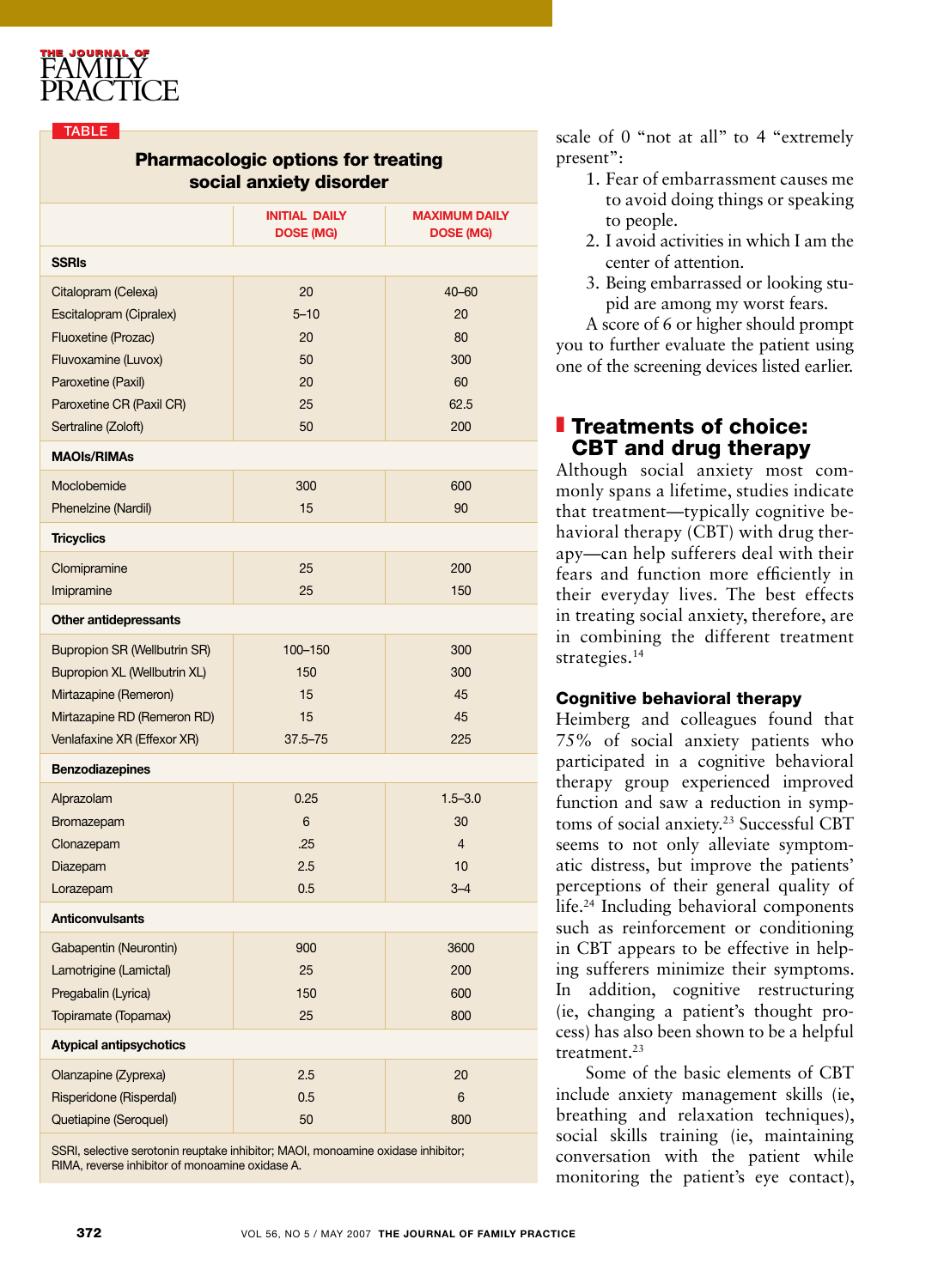**TABLE**

**Pharmacologic options for treating social anxiety disorder**

| | INITIAL DAILY DOSE (MG) | MAXIMUM DAILY DOSE (MG) |
|---|---|---|
| **SSRIs** | | |
| Citalopram (Celexa) | 20 | 40–60 |
| Escitalopram (Cipralex) | 5–10 | 20 |
| Fluoxetine (Prozac) | 20 | 80 |
| Fluvoxamine (Luvox) | 50 | 300 |
| Paroxetine (Paxil) | 20 | 60 |
| Paroxetine CR (Paxil CR) | 25 | 62.5 |
| Sertraline (Zoloft) | 50 | 200 |
| **MAOIs/RIMAs** | | |
| Moclobemide | 300 | 600 |
| Phenelzine (Nardil) | 15 | 90 |
| **Tricyclics** | | |
| Clomipramine | 25 | 200 |
| Imipramine | 25 | 150 |
| **Other antidepressants** | | |
| Bupropion SR (Wellbutrin SR) | 100–150 | 300 |
| Bupropion XL (Wellbutrin XL) | 150 | 300 |
| Mirtazapine (Remeron) | 15 | 45 |
| Mirtazapine RD (Remeron RD) | 15 | 45 |
| Venlafaxine XR (Effexor XR) | 37.5–75 | 225 |
| **Benzodiazepines** | | |
| Alprazolam | 0.25 | 1.5–3.0 |
| Bromazepam | 6 | 30 |
| Clonazepam | .25 | 4 |
| Diazepam | 2.5 | 10 |
| Lorazepam | 0.5 | 3–4 |
| **Anticonvulsants** | | |
| Gabapentin (Neurontin) | 900 | 3600 |
| Lamotrigine (Lamictal) | 25 | 200 |
| Pregabalin (Lyrica) | 150 | 600 |
| Topiramate (Topamax) | 25 | 800 |
| **Atypical antipsychotics** | | |
| Olanzapine (Zyprexa) | 2.5 | 20 |
| Risperidone (Risperdal) | 0.5 | 6 |
| Quetiapine (Seroquel) | 50 | 800 |

SSRI, selective serotonin reuptake inhibitor; MAOI, monoamine oxidase inhibitor; RIMA, reverse inhibitor of monoamine oxidase A.

scale of 0 "not at all" to 4 "extremely present":

1. Fear of embarrassment causes me to avoid doing things or speaking to people.
2. I avoid activities in which I am the center of attention.
3. Being embarrassed or looking stupid are among my worst fears.

A score of 6 or higher should prompt you to further evaluate the patient using one of the screening devices listed earlier.

## Treatments of choice: CBT and drug therapy

Although social anxiety most commonly spans a lifetime, studies indicate that treatment—typically cognitive behavioral therapy (CBT) with drug therapy—can help sufferers deal with their fears and function more efficiently in their everyday lives. The best effects in treating social anxiety, therefore, are in combining the different treatment strategies.[14]

### Cognitive behavioral therapy

Heimberg and colleagues found that 75% of social anxiety patients who participated in a cognitive behavioral therapy group experienced improved function and saw a reduction in symptoms of social anxiety.[23] Successful CBT seems to not only alleviate symptomatic distress, but improve the patients' perceptions of their general quality of life.[24] Including behavioral components such as reinforcement or conditioning in CBT appears to be effective in helping sufferers minimize their symptoms. In addition, cognitive restructuring (ie, changing a patient's thought process) has also been shown to be a helpful treatment.[23]

Some of the basic elements of CBT include anxiety management skills (ie, breathing and relaxation techniques), social skills training (ie, maintaining conversation with the patient while monitoring the patient's eye contact),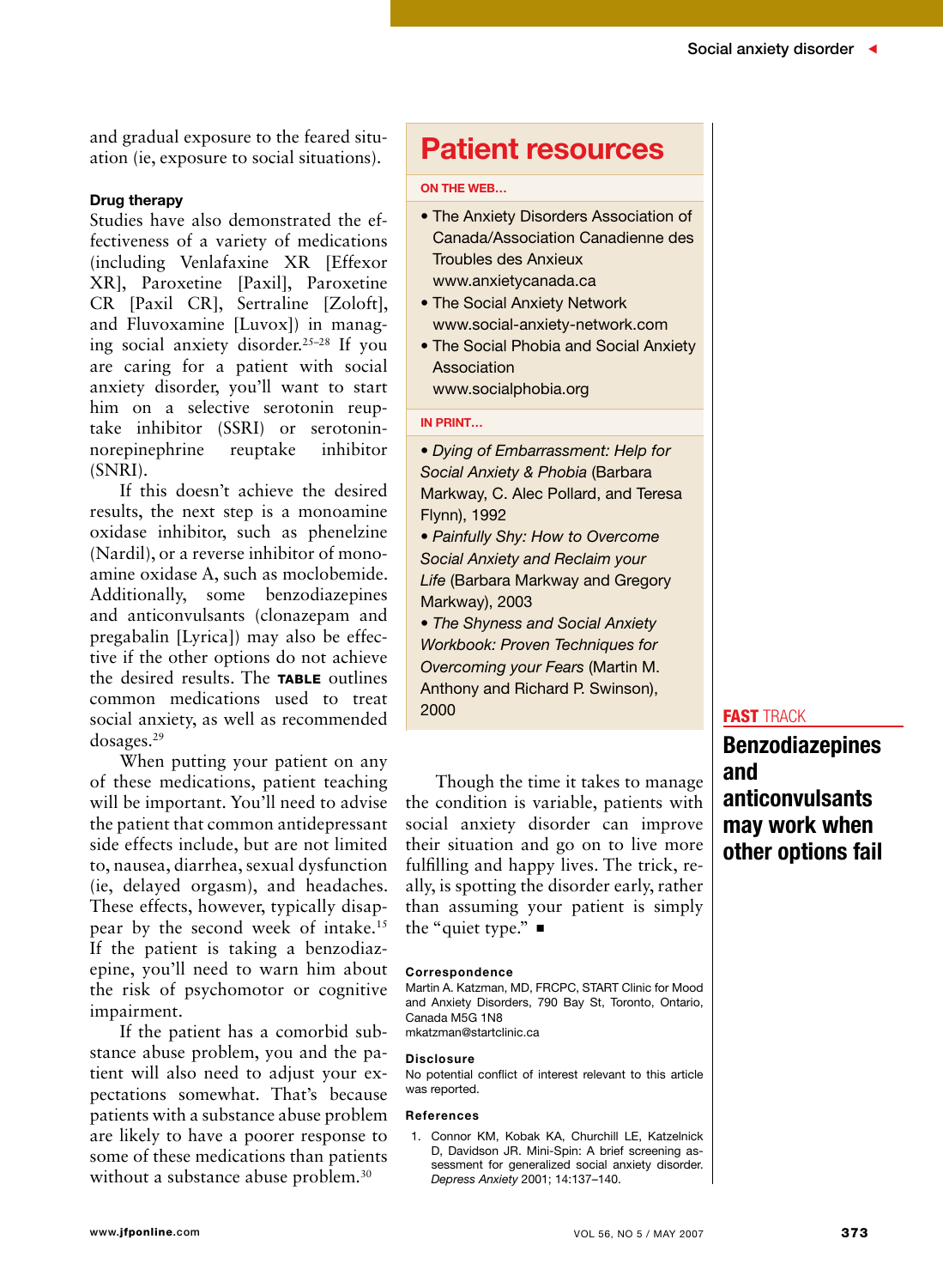and gradual exposure to the feared situation (ie, exposure to social situations).

### Drug therapy

Studies have also demonstrated the effectiveness of a variety of medications (including Venlafaxine XR [Effexor XR], Paroxetine [Paxil], Paroxetine CR [Paxil CR], Sertraline [Zoloft], and Fluvoxamine [Luvox]) in managing social anxiety disorder.[25–28] If you are caring for a patient with social anxiety disorder, you'll want to start him on a selective serotonin reuptake inhibitor (SSRI) or serotonin-norepinephrine reuptake inhibitor (SNRI).

If this doesn't achieve the desired results, the next step is a monoamine oxidase inhibitor, such as phenelzine (Nardil), or a reverse inhibitor of monoamine oxidase A, such as moclobemide. Additionally, some benzodiazepines and anticonvulsants (clonazepam and pregabalin [Lyrica]) may also be effective if the other options do not achieve the desired results. The **TABLE** outlines common medications used to treat social anxiety, as well as recommended dosages.[29]

When putting your patient on any of these medications, patient teaching will be important. You'll need to advise the patient that common antidepressant side effects include, but are not limited to, nausea, diarrhea, sexual dysfunction (ie, delayed orgasm), and headaches. These effects, however, typically disappear by the second week of intake.[15] If the patient is taking a benzodiazepine, you'll need to warn him about the risk of psychomotor or cognitive impairment.

If the patient has a comorbid substance abuse problem, you and the patient will also need to adjust your expectations somewhat. That's because patients with a substance abuse problem are likely to have a poorer response to some of these medications than patients without a substance abuse problem.[30]

## Patient resources

**ON THE WEB…**

- The Anxiety Disorders Association of Canada/Association Canadienne des Troubles des Anxieux www.anxietycanada.ca
- The Social Anxiety Network www.social-anxiety-network.com
- The Social Phobia and Social Anxiety Association www.socialphobia.org

**IN PRINT…**

- *Dying of Embarrassment: Help for Social Anxiety & Phobia* (Barbara Markway, C. Alec Pollard, and Teresa Flynn), 1992
- *Painfully Shy: How to Overcome Social Anxiety and Reclaim your Life* (Barbara Markway and Gregory Markway), 2003
- *The Shyness and Social Anxiety Workbook: Proven Techniques for Overcoming your Fears* (Martin M. Anthony and Richard P. Swinson), 2000

Though the time it takes to manage the condition is variable, patients with social anxiety disorder can improve their situation and go on to live more fulfilling and happy lives. The trick, really, is spotting the disorder early, rather than assuming your patient is simply the "quiet type." ■

**FAST TRACK**

**Benzodiazepines and anticonvulsants may work when other options fail**

**Correspondence**

Martin A. Katzman, MD, FRCPC, START Clinic for Mood and Anxiety Disorders, 790 Bay St, Toronto, Ontario, Canada M5G 1N8
mkatzman@startclinic.ca

**Disclosure**

No potential conflict of interest relevant to this article was reported.

**References**

1. Connor KM, Kobak KA, Churchill LE, Katzelnick D, Davidson JR. Mini-Spin: A brief screening assessment for generalized social anxiety disorder. *Depress Anxiety* 2001; 14:137–140.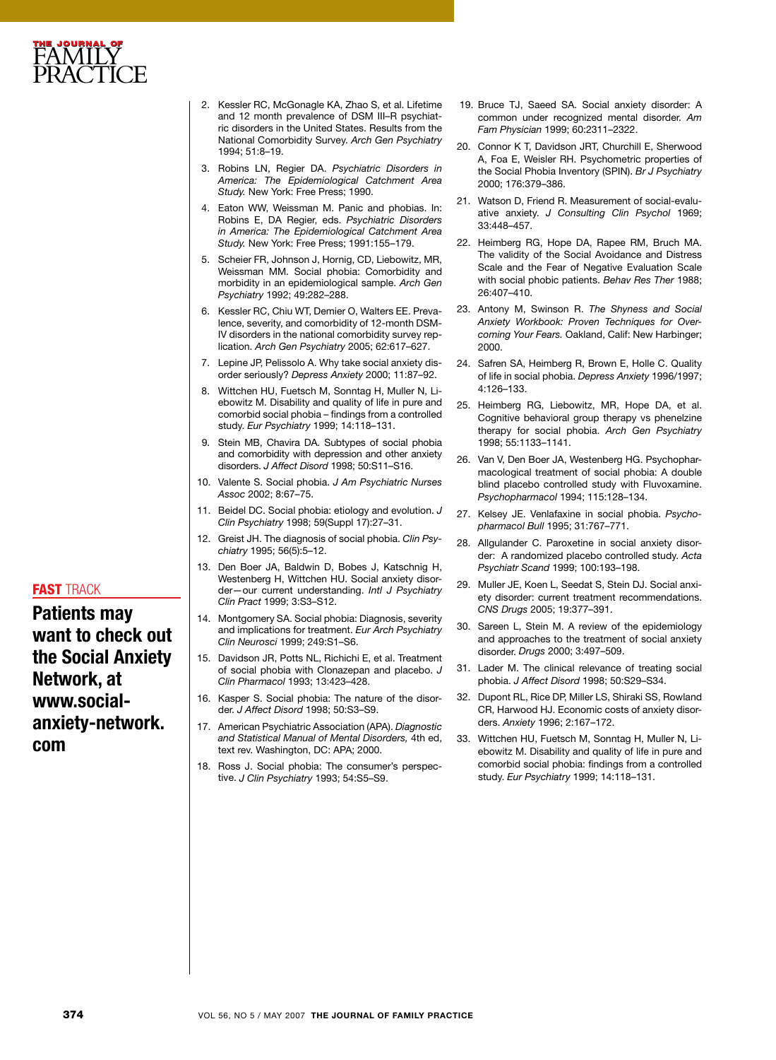2. Kessler RC, McGonagle KA, Zhao S, et al. Lifetime and 12 month prevalence of DSM III–R psychiatric disorders in the United States. Results from the National Comorbidity Survey. *Arch Gen Psychiatry* 1994; 51:8–19.
3. Robins LN, Regier DA. *Psychiatric Disorders in America: The Epidemiological Catchment Area Study.* New York: Free Press; 1990.
4. Eaton WW, Weissman M. Panic and phobias. In: Robins E, DA Regier, eds. *Psychiatric Disorders in America: The Epidemiological Catchment Area Study.* New York: Free Press; 1991:155–179.
5. Scheier FR, Johnson J, Hornig, CD, Liebowitz, MR, Weissman MM. Social phobia: Comorbidity and morbidity in an epidemiological sample. *Arch Gen Psychiatry* 1992; 49:282–288.
6. Kessler RC, Chiu WT, Demier O, Walters EE. Prevalence, severity, and comorbidity of 12-month DSM-IV disorders in the national comorbidity survey replication. *Arch Gen Psychiatry* 2005; 62:617–627.
7. Lepine JP, Pelissolo A. Why take social anxiety disorder seriously? *Depress Anxiety* 2000; 11:87–92.
8. Wittchen HU, Fuetsch M, Sonntag H, Muller N, Liebowitz M. Disability and quality of life in pure and comorbid social phobia – findings from a controlled study. *Eur Psychiatry* 1999; 14:118–131.
9. Stein MB, Chavira DA. Subtypes of social phobia and comorbidity with depression and other anxiety disorders. *J Affect Disord* 1998; 50:S11–S16.
10. Valente S. Social phobia. *J Am Psychiatric Nurses Assoc* 2002; 8:67–75.
11. Beidel DC. Social phobia: etiology and evolution. *J Clin Psychiatry* 1998; 59(Suppl 17):27–31.
12. Greist JH. The diagnosis of social phobia. *Clin Psychiatry* 1995; 56(5):5–12.
13. Den Boer JA, Baldwin D, Bobes J, Katschnig H, Westenberg H, Wittchen HU. Social anxiety disorder—our current understanding. *Intl J Psychiatry Clin Pract* 1999; 3:S3–S12.
14. Montgomery SA. Social phobia: Diagnosis, severity and implications for treatment. *Eur Arch Psychiatry Clin Neurosci* 1999; 249:S1–S6.
15. Davidson JR, Potts NL, Richichi E, et al. Treatment of social phobia with Clonazepan and placebo. *J Clin Pharmacol* 1993; 13:423–428.
16. Kasper S. Social phobia: The nature of the disorder. *J Affect Disord* 1998; 50:S3–S9.
17. American Psychiatric Association (APA). *Diagnostic and Statistical Manual of Mental Disorders,* 4th ed, text rev. Washington, DC: APA; 2000.
18. Ross J. Social phobia: The consumer's perspective. *J Clin Psychiatry* 1993; 54:S5–S9.
19. Bruce TJ, Saeed SA. Social anxiety disorder: A common under recognized mental disorder. *Am Fam Physician* 1999; 60:2311–2322.
20. Connor K T, Davidson JRT, Churchill E, Sherwood A, Foa E, Weisler RH. Psychometric properties of the Social Phobia Inventory (SPIN). *Br J Psychiatry* 2000; 176:379–386.
21. Watson D, Friend R. Measurement of social-evaluative anxiety. *J Consulting Clin Psychol* 1969; 33:448–457.
22. Heimberg RG, Hope DA, Rapee RM, Bruch MA. The validity of the Social Avoidance and Distress Scale and the Fear of Negative Evaluation Scale with social phobic patients. *Behav Res Ther* 1988; 26:407–410.
23. Antony M, Swinson R. *The Shyness and Social Anxiety Workbook: Proven Techniques for Overcoming Your Fears.* Oakland, Calif: New Harbinger; 2000.
24. Safren SA, Heimberg R, Brown E, Holle C. Quality of life in social phobia. *Depress Anxiety* 1996/1997; 4:126–133.
25. Heimberg RG, Liebowitz, MR, Hope DA, et al. Cognitive behavioral group therapy vs phenelzine therapy for social phobia. *Arch Gen Psychiatry* 1998; 55:1133–1141.
26. Van V, Den Boer JA, Westenberg HG. Psychopharmacological treatment of social phobia: A double blind placebo controlled study with Fluvoxamine. *Psychopharmacol* 1994; 115:128–134.
27. Kelsey JE. Venlafaxine in social phobia. *Psychopharmacol Bull* 1995; 31:767–771.
28. Allgulander C. Paroxetine in social anxiety disorder: A randomized placebo controlled study. *Acta Psychiatr Scand* 1999; 100:193–198.
29. Muller JE, Koen L, Seedat S, Stein DJ. Social anxiety disorder: current treatment recommendations. *CNS Drugs* 2005; 19:377–391.
30. Sareen L, Stein M. A review of the epidemiology and approaches to the treatment of social anxiety disorder. *Drugs* 2000; 3:497–509.
31. Lader M. The clinical relevance of treating social phobia. *J Affect Disord* 1998; 50:S29–S34.
32. Dupont RL, Rice DP, Miller LS, Shiraki SS, Rowland CR, Harwood HJ. Economic costs of anxiety disorders. *Anxiety* 1996; 2:167–172.
33. Wittchen HU, Fuetsch M, Sonntag H, Muller N, Liebowitz M. Disability and quality of life in pure and comorbid social phobia: findings from a controlled study. *Eur Psychiatry* 1999; 14:118–131.

**FAST TRACK**

**Patients may want to check out the Social Anxiety Network, at www.social-anxiety-network.com**